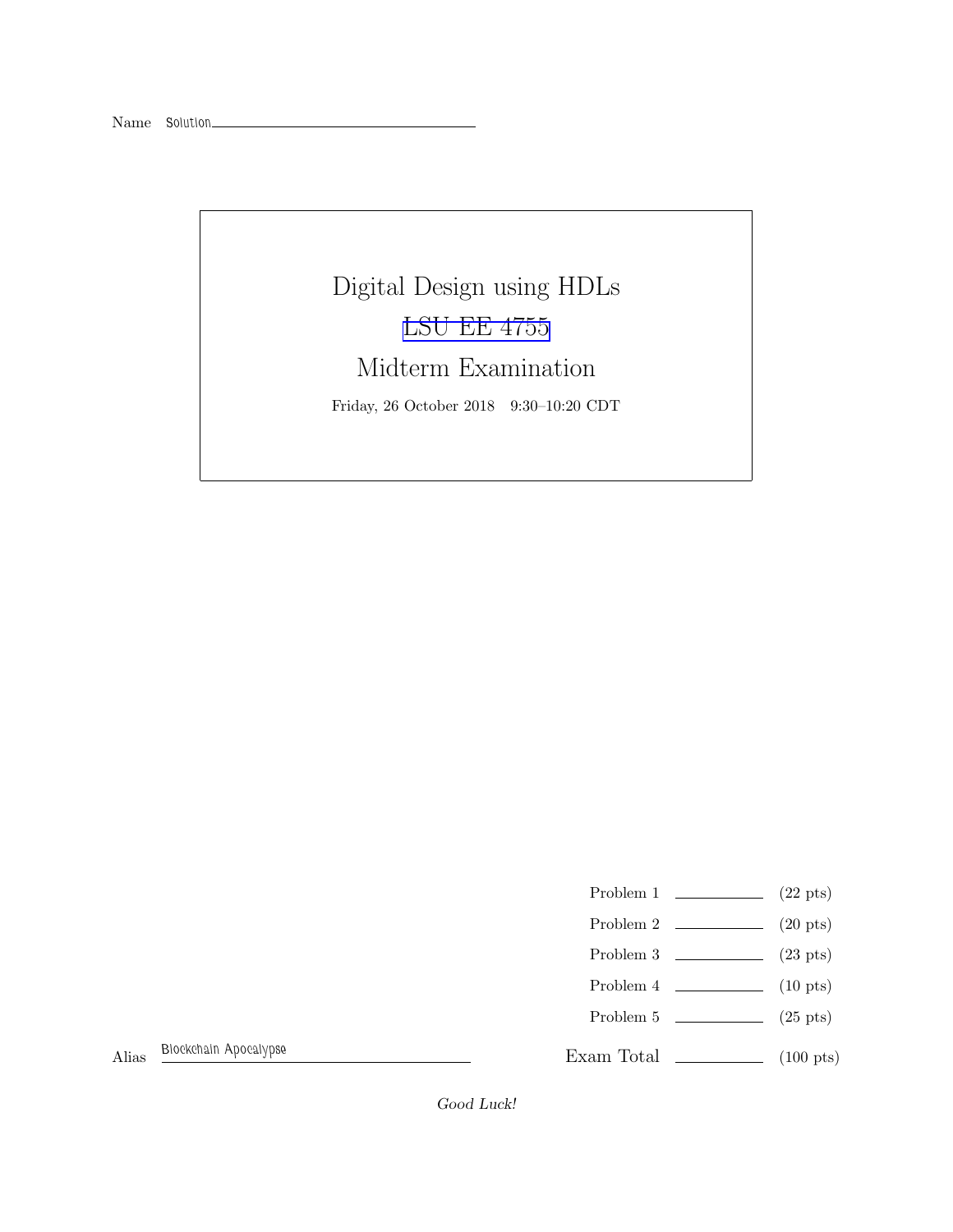Name Solution

# Digital Design using HDLs

LSU EE 4755

Midterm Examination

Friday, 26 October 2018 9:30–10:20 CDT

| | | |
|---|---|---|
| Problem 1 | | (22 pts) |
| Problem 2 | | (20 pts) |
| Problem 3 | | (23 pts) |
| Problem 4 | | (10 pts) |
| Problem 5 | | (25 pts) |
| Exam Total | | (100 pts) |

Alias Blockchain Apocalypse

*Good Luck!*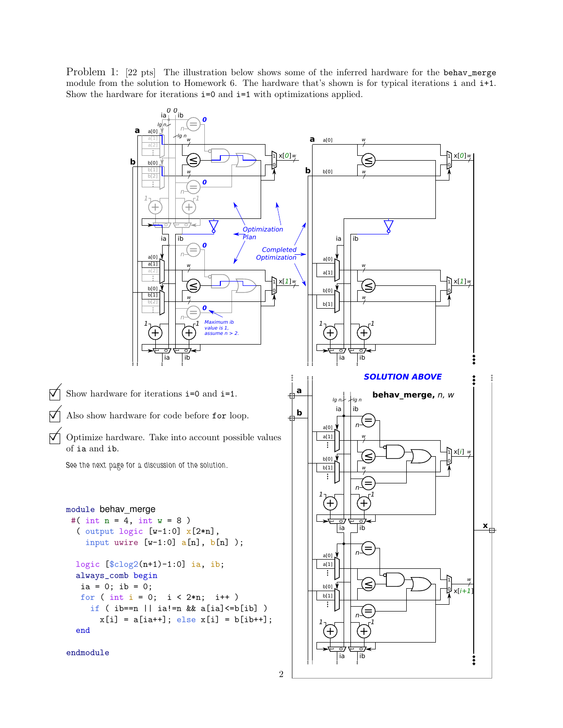Problem 1: [22 pts] The illustration below shows some of the inferred hardware for the `behav_merge` module from the solution to Homework 6. The hardware that's shown is for typical iterations `i` and `i+1`. Show the hardware for iterations `i=0` and `i=1` with optimizations applied.

Optimization Plan

Completed Optimization

Maximum ib value is 1, assume n > 2.

SOLUTION ABOVE

behav_merge, *n*, *w*

☑ Show hardware for iterations `i=0` and `i=1`.

☑ Also show hardware for code before `for` loop.

☑ Optimize hardware. Take into account possible values of `ia` and `ib`.

See the next page for a discussion of the solution.

```
module behav_merge
 #( int n = 4, int w = 8 )
  ( output logic [w-1:0] x[2*n],
    input uwire [w-1:0] a[n], b[n] );

  logic [$clog2(n+1)-1:0] ia, ib;
  always_comb begin
   ia = 0; ib = 0;
   for ( int i = 0;  i < 2*n;  i++ )
     if ( ib==n || ia!=n && a[ia]<=b[ib] )
       x[i] = a[ia++]; else x[i] = b[ib++];
  end

endmodule
```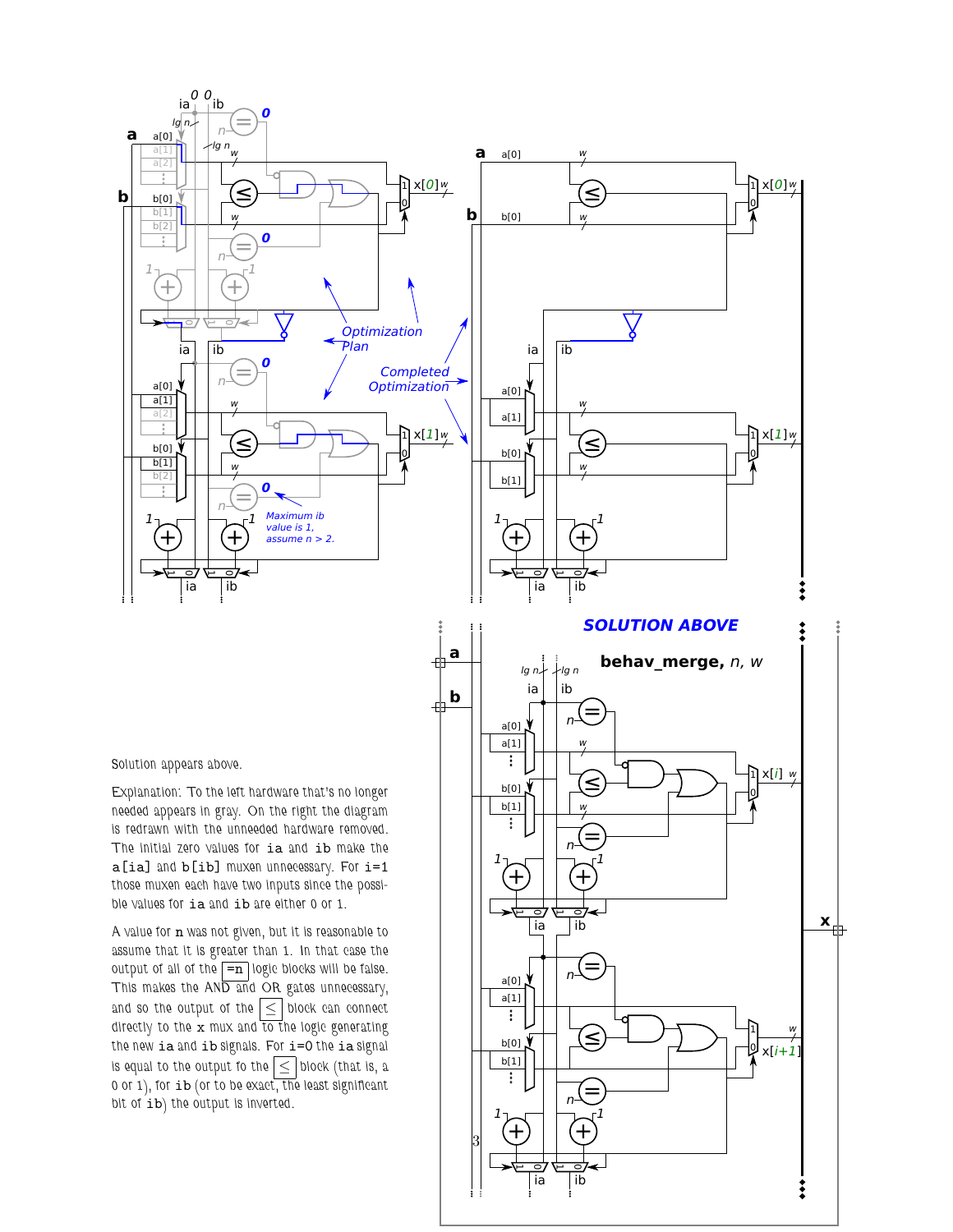**SOLUTION ABOVE**

Solution appears above.

Explanation: To the left hardware that's no longer needed appears in gray. On the right the diagram is redrawn with the unneeded hardware removed. The initial zero values for `ia` and `ib` make the `a[ia]` and `b[ib]` muxen unnecessary. For `i=1` those muxen each have two inputs since the possible values for `ia` and `ib` are either 0 or 1.

A value for `n` was not given, but it is reasonable to assume that it is greater than 1. In that case the output of all of the `=n` logic blocks will be false. This makes the AND and OR gates unnecessary, and so the output of the ≤ block can connect directly to the `x` mux and to the logic generating the new `ia` and `ib` signals. For `i=0` the `ia` signal is equal to the output fo the ≤ block (that is, a 0 or 1), for `ib` (or to be exact, the least significant bit of `ib`) the output is inverted.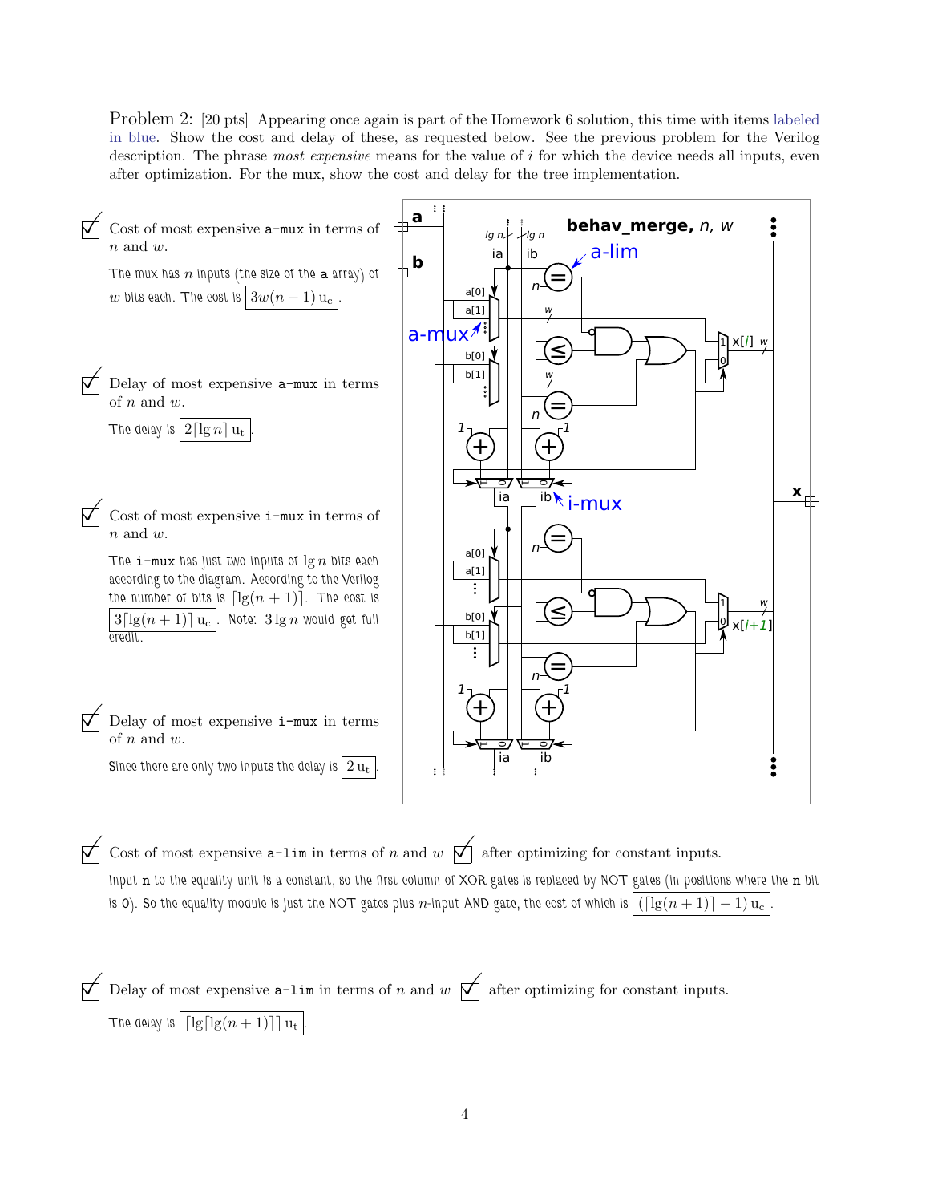Problem 2: [20 pts] Appearing once again is part of the Homework 6 solution, this time with items labeled in blue. Show the cost and delay of these, as requested below. See the previous problem for the Verilog description. The phrase *most expensive* means for the value of $i$ for which the device needs all inputs, even after optimization. For the mux, show the cost and delay for the tree implementation.

☐ Cost of most expensive `a-mux` in terms of $n$ and $w$.

The mux has $n$ inputs (the size of the `a` array) of $w$ bits each. The cost is $3w(n-1)\,\mathrm{u_c}$.

☐ Delay of most expensive `a-mux` in terms of $n$ and $w$.

The delay is $2\lceil \lg n \rceil\,\mathrm{u_t}$.

☐ Cost of most expensive `i-mux` in terms of $n$ and $w$.

The `i-mux` has just two inputs of $\lg n$ bits each according to the diagram. According to the Verilog the number of bits is $\lceil \lg(n+1) \rceil$. The cost is $3\lceil \lg(n+1) \rceil\,\mathrm{u_c}$. Note: $3\lg n$ would get full credit.

☐ Delay of most expensive `i-mux` in terms of $n$ and $w$.

Since there are only two inputs the delay is $2\,\mathrm{u_t}$.

☐ Cost of most expensive `a-lim` in terms of $n$ and $w$ ☐ after optimizing for constant inputs.

Input `n` to the equality unit is a constant, so the first column of XOR gates is replaced by NOT gates (in positions where the `n` bit is 0). So the equality module is just the NOT gates plus $n$-input AND gate, the cost of which is $(\lceil \lg(n+1) \rceil - 1)\,\mathrm{u_c}$.

☐ Delay of most expensive `a-lim` in terms of $n$ and $w$ ☐ after optimizing for constant inputs.

The delay is $\lceil \lg \lceil \lg(n+1) \rceil \rceil\,\mathrm{u_t}$.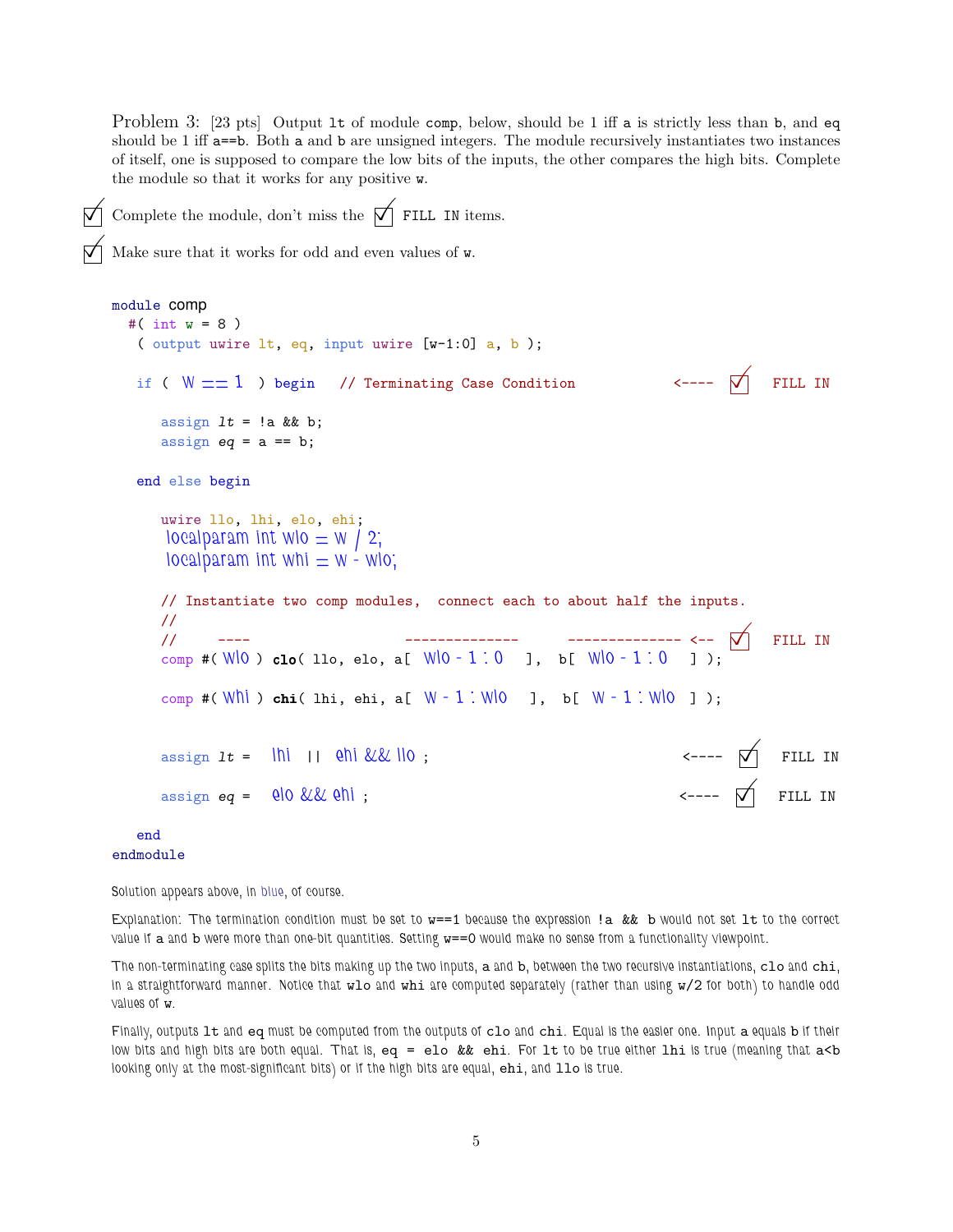Problem 3: [23 pts] Output `lt` of module `comp`, below, should be 1 iff `a` is strictly less than `b`, and `eq` should be 1 iff `a==b`. Both `a` and `b` are unsigned integers. The module recursively instantiates two instances of itself, one is supposed to compare the low bits of the inputs, the other compares the high bits. Complete the module so that it works for any positive `w`.

☑ Complete the module, don't miss the ☑ FILL IN items.

☑ Make sure that it works for odd and even values of `w`.

```
module comp
  #( int w = 8 )
   ( output uwire lt, eq, input uwire [w-1:0] a, b );

   if ( w == 1 ) begin   // Terminating Case Condition           <----  ☑  FILL IN

      assign lt = !a && b;
      assign eq = a == b;

   end else begin

      uwire llo, lhi, elo, ehi;
      localparam int wlo = w / 2;
      localparam int whi = w - wlo;

      // Instantiate two comp modules,  connect each to about half the inputs.
      //
      //     ----                  --------------      -------------- <--  ☑  FILL IN
      comp #( wlo ) clo( llo, elo, a[ wlo - 1 : 0  ],  b[ wlo - 1 : 0  ] );

      comp #( whi ) chi( lhi, ehi, a[ w - 1 : wlo  ],  b[ w - 1 : wlo  ] );


      assign lt =  lhi  ||  ehi && llo ;                           <----  ☑  FILL IN

      assign eq =  elo && ehi ;                                    <----  ☑  FILL IN

   end
endmodule
```

Solution appears above, in blue, of course.

Explanation: The termination condition must be set to `w==1` because the expression `!a && b` would not set `lt` to the correct value if `a` and `b` were more than one-bit quantities. Setting `w==0` would make no sense from a functionality viewpoint.

The non-terminating case splits the bits making up the two inputs, `a` and `b`, between the two recursive instantiations, `clo` and `chi`, in a straightforward manner. Notice that `wlo` and `whi` are computed separately (rather than using `w/2` for both) to handle odd values of `w`.

Finally, outputs `lt` and `eq` must be computed from the outputs of `clo` and `chi`. Equal is the easier one. Input `a` equals `b` if their low bits and high bits are both equal. That is, `eq = elo && ehi`. For `lt` to be true either `lhi` is true (meaning that `a<b` looking only at the most-significant bits) or if the high bits are equal, `ehi`, and `llo` is true.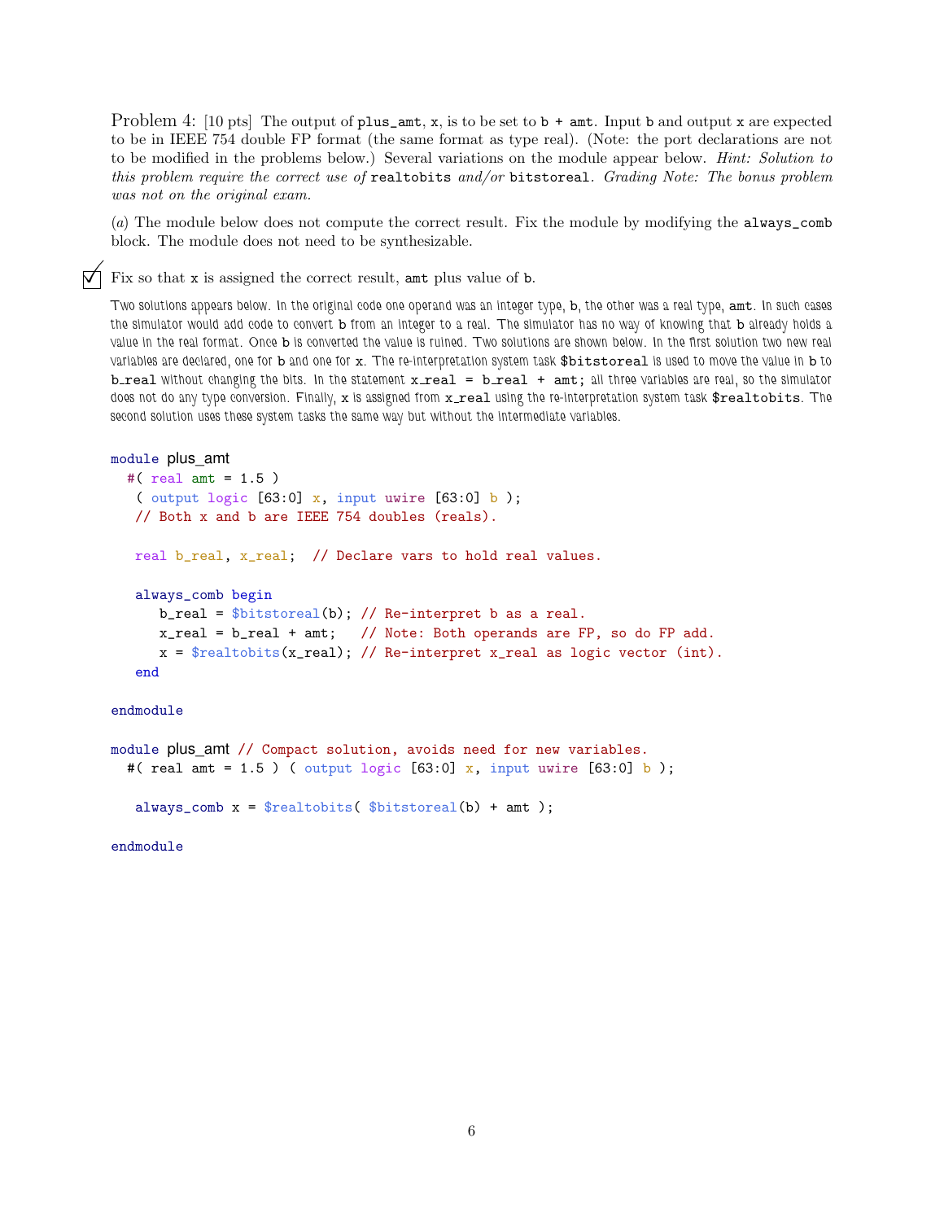Problem 4: [10 pts] The output of `plus_amt`, `x`, is to be set to `b + amt`. Input `b` and output `x` are expected to be in IEEE 754 double FP format (the same format as type real). (Note: the port declarations are not to be modified in the problems below.) Several variations on the module appear below. *Hint: Solution to this problem require the correct use of* `realtobits` *and/or* `bitstoreal`. *Grading Note: The bonus problem was not on the original exam.*

(*a*) The module below does not compute the correct result. Fix the module by modifying the `always_comb` block. The module does not need to be synthesizable.

☑ Fix so that `x` is assigned the correct result, `amt` plus value of `b`.

Two solutions appears below. In the original code one operand was an integer type, `b`, the other was a real type, `amt`. In such cases the simulator would add code to convert `b` from an integer to a real. The simulator has no way of knowing that `b` already holds a value in the real format. Once `b` is converted the value is ruined. Two solutions are shown below. In the first solution two new real variables are declared, one for `b` and one for `x`. The re-interpretation system task `$bitstoreal` is used to move the value in `b` to `b_real` without changing the bits. In the statement `x_real = b_real + amt;` all three variables are real, so the simulator does not do any type conversion. Finally, `x` is assigned from `x_real` using the re-interpretation system task `$realtobits`. The second solution uses these system tasks the same way but without the intermediate variables.

```
module plus_amt
  #( real amt = 1.5 )
   ( output logic [63:0] x, input uwire [63:0] b );
   // Both x and b are IEEE 754 doubles (reals).

   real b_real, x_real;  // Declare vars to hold real values.

   always_comb begin
      b_real = $bitstoreal(b); // Re-interpret b as a real.
      x_real = b_real + amt;   // Note: Both operands are FP, so do FP add.
      x = $realtobits(x_real); // Re-interpret x_real as logic vector (int).
   end

endmodule

module plus_amt // Compact solution, avoids need for new variables.
  #( real amt = 1.5 ) ( output logic [63:0] x, input uwire [63:0] b );

   always_comb x = $realtobits( $bitstoreal(b) + amt );

endmodule
```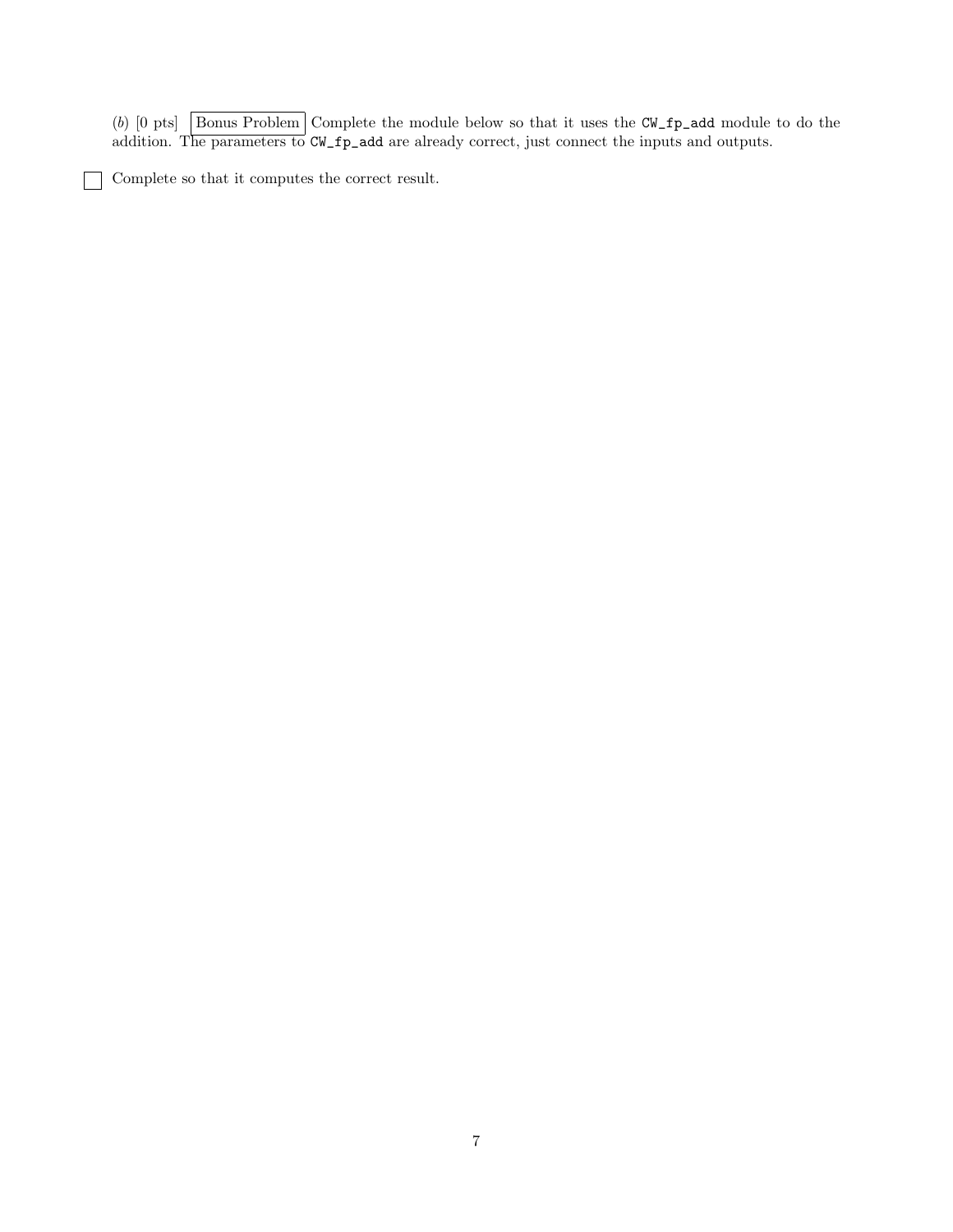(*b*) [0 pts] Bonus Problem Complete the module below so that it uses the `CW_fp_add` module to do the addition. The parameters to `CW_fp_add` are already correct, just connect the inputs and outputs.

☐ Complete so that it computes the correct result.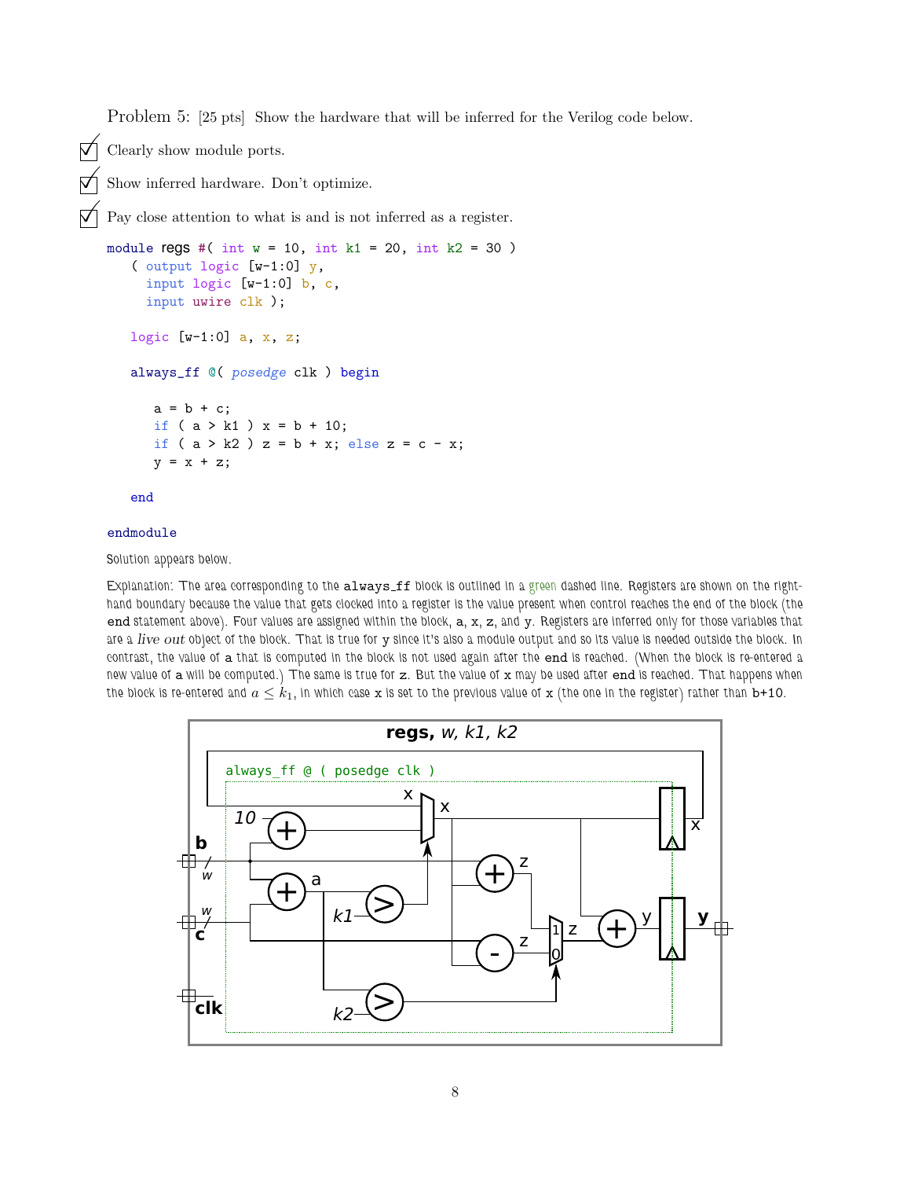Problem 5: [25 pts] Show the hardware that will be inferred for the Verilog code below.

- ☑ Clearly show module ports.
- ☑ Show inferred hardware. Don't optimize.
- ☑ Pay close attention to what is and is not inferred as a register.

```
module regs #( int w = 10, int k1 = 20, int k2 = 30 )
   ( output logic [w-1:0] y,
     input logic [w-1:0] b, c,
     input uwire clk );

   logic [w-1:0] a, x, z;

   always_ff @( posedge clk ) begin

      a = b + c;
      if ( a > k1 ) x = b + 10;
      if ( a > k2 ) z = b + x; else z = c - x;
      y = x + z;

   end

endmodule
```

Solution appears below.

Explanation: The area corresponding to the `always_ff` block is outlined in a green dashed line. Registers are shown on the right-hand boundary because the value that gets clocked into a register is the value present when control reaches the end of the block (the `end` statement above). Four values are assigned within the block, `a`, `x`, `z`, and `y`. Registers are inferred only for those variables that are a *live out* object of the block. That is true for `y` since it's also a module output and so its value is needed outside the block. In contrast, the value of `a` that is computed in the block is not used again after the `end` is reached. (When the block is re-entered a new value of `a` will be computed.) The same is true for `z`. But the value of `x` may be used after `end` is reached. That happens when the block is re-entered and $a \leq k_1$, in which case `x` is set to the previous value of `x` (the one in the register) rather than `b+10`.

regs, w, k1, k2

always_ff @ ( posedge clk )

10

x

x

x

b

w

a

z

k1

w

c

z

z

y

y

1

0

clk

k2